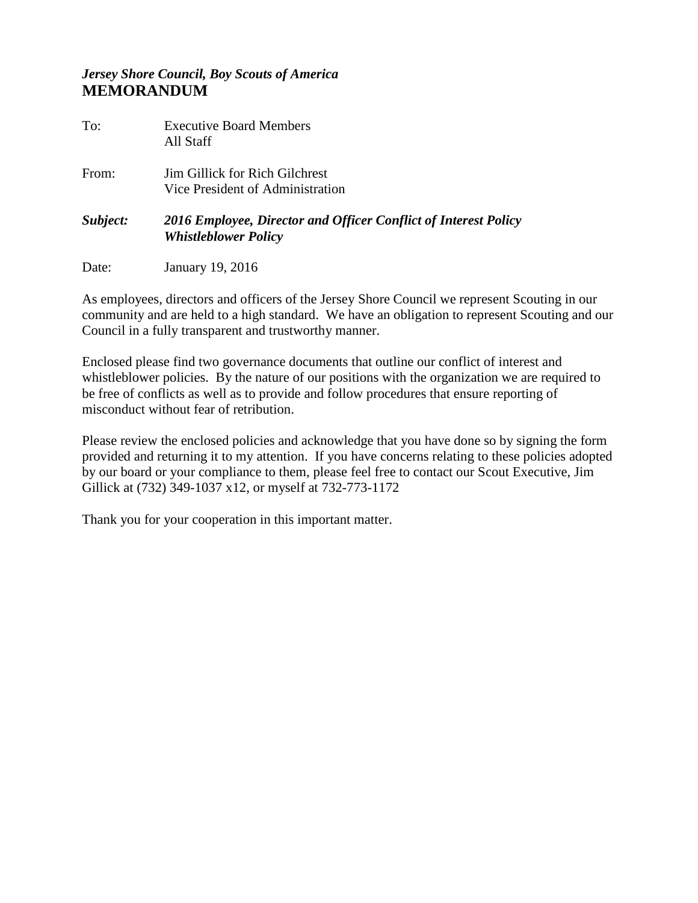***Jersey Shore Council, Boy Scouts of America***

# MEMORANDUM

| | |
|---|---|
| To: | Executive Board Members<br>All Staff |
| From: | Jim Gillick for Rich Gilchrest<br>Vice President of Administration |
| ***Subject:*** | ***2016 Employee, Director and Officer Conflict of Interest Policy***<br>***Whistleblower Policy*** |
| Date: | January 19, 2016 |

As employees, directors and officers of the Jersey Shore Council we represent Scouting in our community and are held to a high standard. We have an obligation to represent Scouting and our Council in a fully transparent and trustworthy manner.

Enclosed please find two governance documents that outline our conflict of interest and whistleblower policies. By the nature of our positions with the organization we are required to be free of conflicts as well as to provide and follow procedures that ensure reporting of misconduct without fear of retribution.

Please review the enclosed policies and acknowledge that you have done so by signing the form provided and returning it to my attention. If you have concerns relating to these policies adopted by our board or your compliance to them, please feel free to contact our Scout Executive, Jim Gillick at (732) 349-1037 x12, or myself at 732-773-1172

Thank you for your cooperation in this important matter.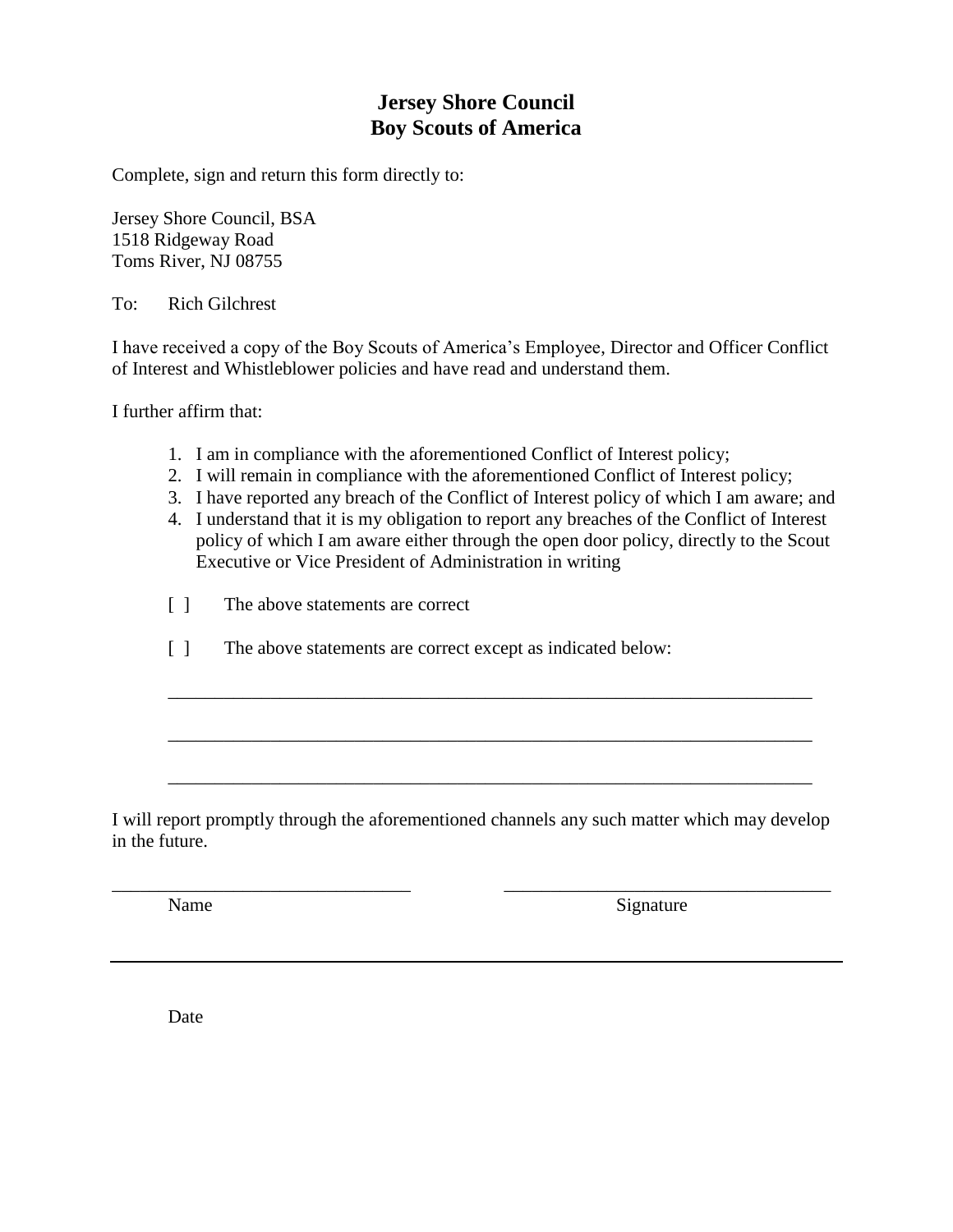# Jersey Shore Council
# Boy Scouts of America

Complete, sign and return this form directly to:

Jersey Shore Council, BSA
1518 Ridgeway Road
Toms River, NJ 08755

To: Rich Gilchrest

I have received a copy of the Boy Scouts of America's Employee, Director and Officer Conflict of Interest and Whistleblower policies and have read and understand them.

I further affirm that:

1. I am in compliance with the aforementioned Conflict of Interest policy;
2. I will remain in compliance with the aforementioned Conflict of Interest policy;
3. I have reported any breach of the Conflict of Interest policy of which I am aware; and
4. I understand that it is my obligation to report any breaches of the Conflict of Interest policy of which I am aware either through the open door policy, directly to the Scout Executive or Vice President of Administration in writing

[ ] The above statements are correct

[ ] The above statements are correct except as indicated below:

_______________________________________________________________________

_______________________________________________________________________

_______________________________________________________________________

I will report promptly through the aforementioned channels any such matter which may develop in the future.

_________________________________ _________________________________
Name Signature

_______________________________________________________________________

Date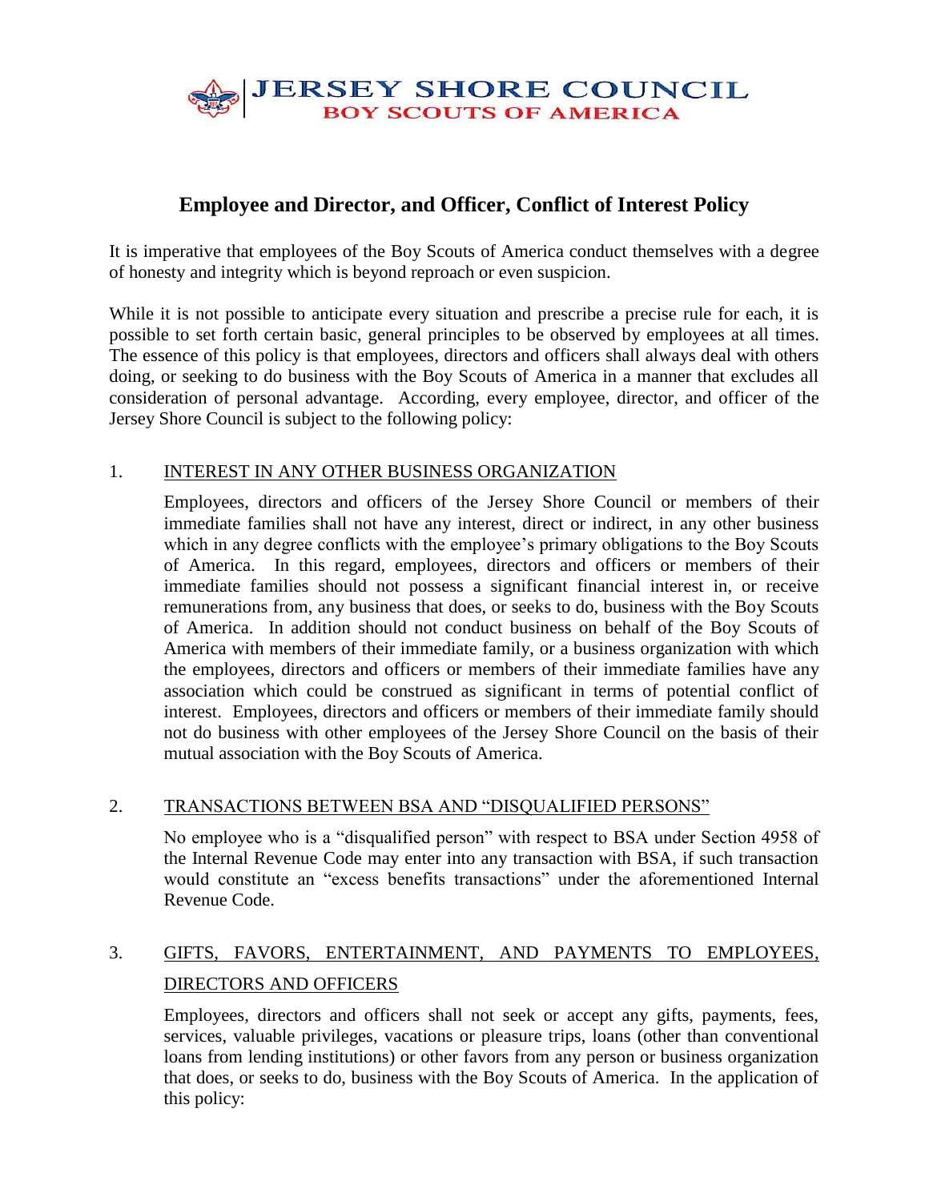# JERSEY SHORE COUNCIL
## BOY SCOUTS OF AMERICA

## Employee and Director, and Officer, Conflict of Interest Policy

It is imperative that employees of the Boy Scouts of America conduct themselves with a degree of honesty and integrity which is beyond reproach or even suspicion.

While it is not possible to anticipate every situation and prescribe a precise rule for each, it is possible to set forth certain basic, general principles to be observed by employees at all times. The essence of this policy is that employees, directors and officers shall always deal with others doing, or seeking to do business with the Boy Scouts of America in a manner that excludes all consideration of personal advantage. According, every employee, director, and officer of the Jersey Shore Council is subject to the following policy:

1. <u>INTEREST IN ANY OTHER BUSINESS ORGANIZATION</u>

   Employees, directors and officers of the Jersey Shore Council or members of their immediate families shall not have any interest, direct or indirect, in any other business which in any degree conflicts with the employee's primary obligations to the Boy Scouts of America. In this regard, employees, directors and officers or members of their immediate families should not possess a significant financial interest in, or receive remunerations from, any business that does, or seeks to do, business with the Boy Scouts of America. In addition should not conduct business on behalf of the Boy Scouts of America with members of their immediate family, or a business organization with which the employees, directors and officers or members of their immediate families have any association which could be construed as significant in terms of potential conflict of interest. Employees, directors and officers or members of their immediate family should not do business with other employees of the Jersey Shore Council on the basis of their mutual association with the Boy Scouts of America.

2. <u>TRANSACTIONS BETWEEN BSA AND "DISQUALIFIED PERSONS"</u>

   No employee who is a "disqualified person" with respect to BSA under Section 4958 of the Internal Revenue Code may enter into any transaction with BSA, if such transaction would constitute an "excess benefits transactions" under the aforementioned Internal Revenue Code.

3. <u>GIFTS, FAVORS, ENTERTAINMENT, AND PAYMENTS TO EMPLOYEES, DIRECTORS AND OFFICERS</u>

   Employees, directors and officers shall not seek or accept any gifts, payments, fees, services, valuable privileges, vacations or pleasure trips, loans (other than conventional loans from lending institutions) or other favors from any person or business organization that does, or seeks to do, business with the Boy Scouts of America. In the application of this policy: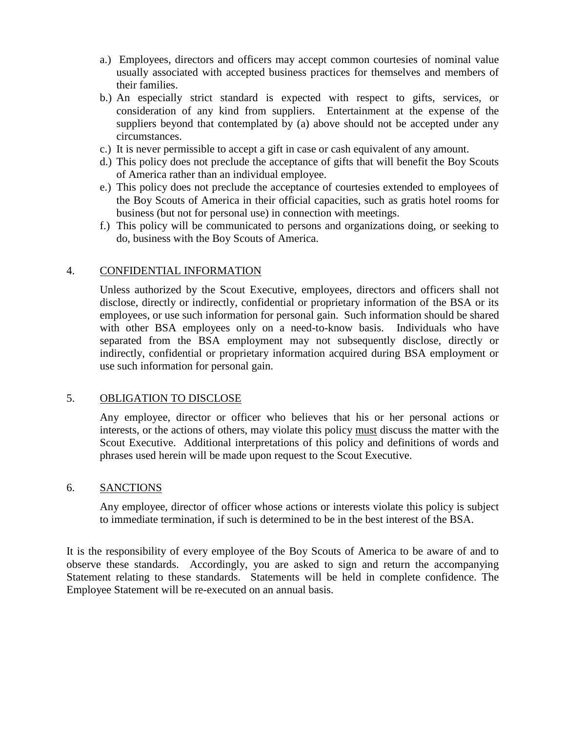a.) Employees, directors and officers may accept common courtesies of nominal value usually associated with accepted business practices for themselves and members of their families.

b.) An especially strict standard is expected with respect to gifts, services, or consideration of any kind from suppliers. Entertainment at the expense of the suppliers beyond that contemplated by (a) above should not be accepted under any circumstances.

c.) It is never permissible to accept a gift in case or cash equivalent of any amount.

d.) This policy does not preclude the acceptance of gifts that will benefit the Boy Scouts of America rather than an individual employee.

e.) This policy does not preclude the acceptance of courtesies extended to employees of the Boy Scouts of America in their official capacities, such as gratis hotel rooms for business (but not for personal use) in connection with meetings.

f.) This policy will be communicated to persons and organizations doing, or seeking to do, business with the Boy Scouts of America.

4. CONFIDENTIAL INFORMATION

Unless authorized by the Scout Executive, employees, directors and officers shall not disclose, directly or indirectly, confidential or proprietary information of the BSA or its employees, or use such information for personal gain. Such information should be shared with other BSA employees only on a need-to-know basis. Individuals who have separated from the BSA employment may not subsequently disclose, directly or indirectly, confidential or proprietary information acquired during BSA employment or use such information for personal gain.

5. OBLIGATION TO DISCLOSE

Any employee, director or officer who believes that his or her personal actions or interests, or the actions of others, may violate this policy must discuss the matter with the Scout Executive. Additional interpretations of this policy and definitions of words and phrases used herein will be made upon request to the Scout Executive.

6. SANCTIONS

Any employee, director of officer whose actions or interests violate this policy is subject to immediate termination, if such is determined to be in the best interest of the BSA.

It is the responsibility of every employee of the Boy Scouts of America to be aware of and to observe these standards. Accordingly, you are asked to sign and return the accompanying Statement relating to these standards. Statements will be held in complete confidence. The Employee Statement will be re-executed on an annual basis.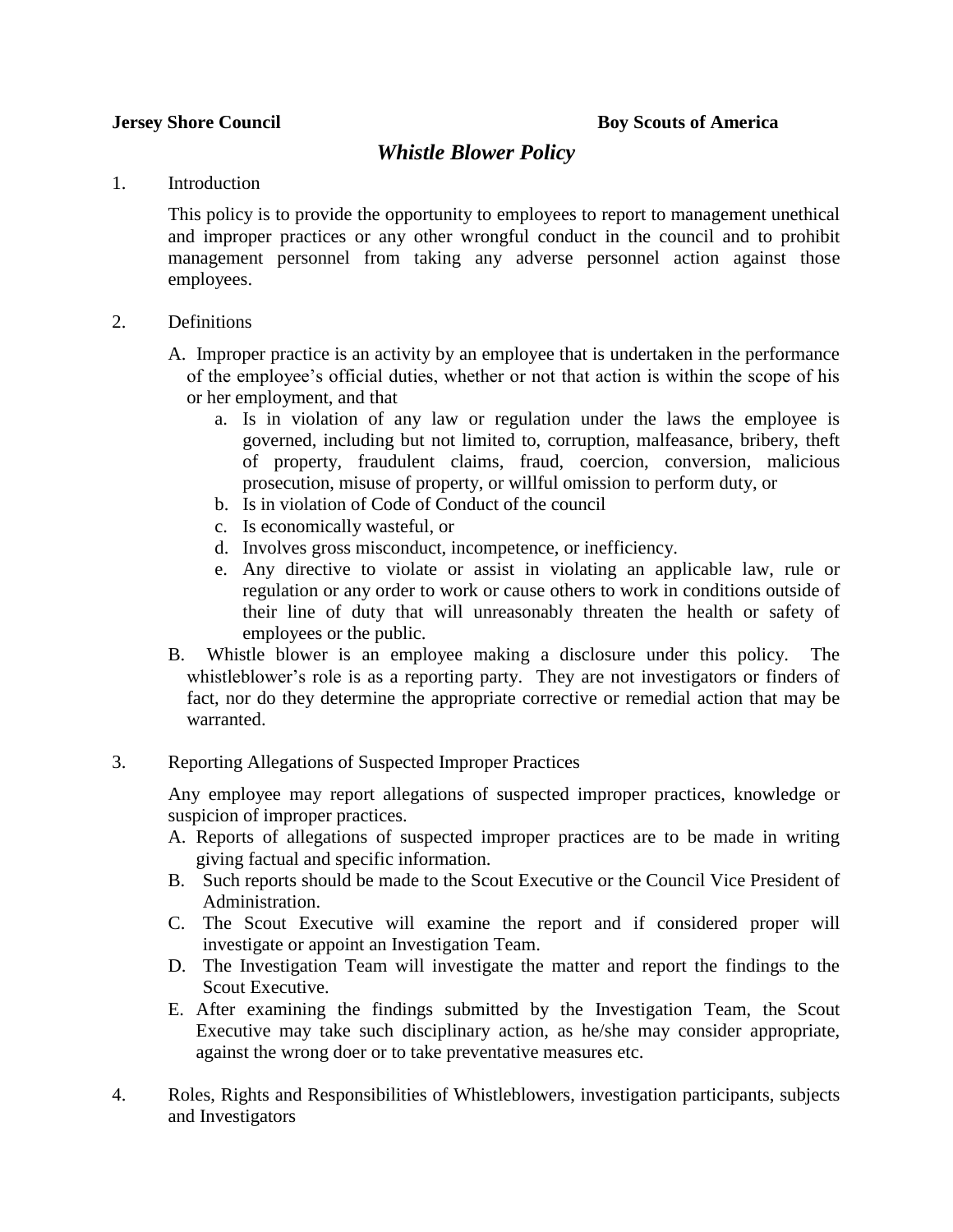**Jersey Shore Council** **Boy Scouts of America**

## *Whistle Blower Policy*

1. Introduction

   This policy is to provide the opportunity to employees to report to management unethical and improper practices or any other wrongful conduct in the council and to prohibit management personnel from taking any adverse personnel action against those employees.

2. Definitions

   A. Improper practice is an activity by an employee that is undertaken in the performance of the employee's official duties, whether or not that action is within the scope of his or her employment, and that
      a. Is in violation of any law or regulation under the laws the employee is governed, including but not limited to, corruption, malfeasance, bribery, theft of property, fraudulent claims, fraud, coercion, conversion, malicious prosecution, misuse of property, or willful omission to perform duty, or
      b. Is in violation of Code of Conduct of the council
      c. Is economically wasteful, or
      d. Involves gross misconduct, incompetence, or inefficiency.
      e. Any directive to violate or assist in violating an applicable law, rule or regulation or any order to work or cause others to work in conditions outside of their line of duty that will unreasonably threaten the health or safety of employees or the public.

   B. Whistle blower is an employee making a disclosure under this policy. The whistleblower's role is as a reporting party. They are not investigators or finders of fact, nor do they determine the appropriate corrective or remedial action that may be warranted.

3. Reporting Allegations of Suspected Improper Practices

   Any employee may report allegations of suspected improper practices, knowledge or suspicion of improper practices.

   A. Reports of allegations of suspected improper practices are to be made in writing giving factual and specific information.
   B. Such reports should be made to the Scout Executive or the Council Vice President of Administration.
   C. The Scout Executive will examine the report and if considered proper will investigate or appoint an Investigation Team.
   D. The Investigation Team will investigate the matter and report the findings to the Scout Executive.
   E. After examining the findings submitted by the Investigation Team, the Scout Executive may take such disciplinary action, as he/she may consider appropriate, against the wrong doer or to take preventative measures etc.

4. Roles, Rights and Responsibilities of Whistleblowers, investigation participants, subjects and Investigators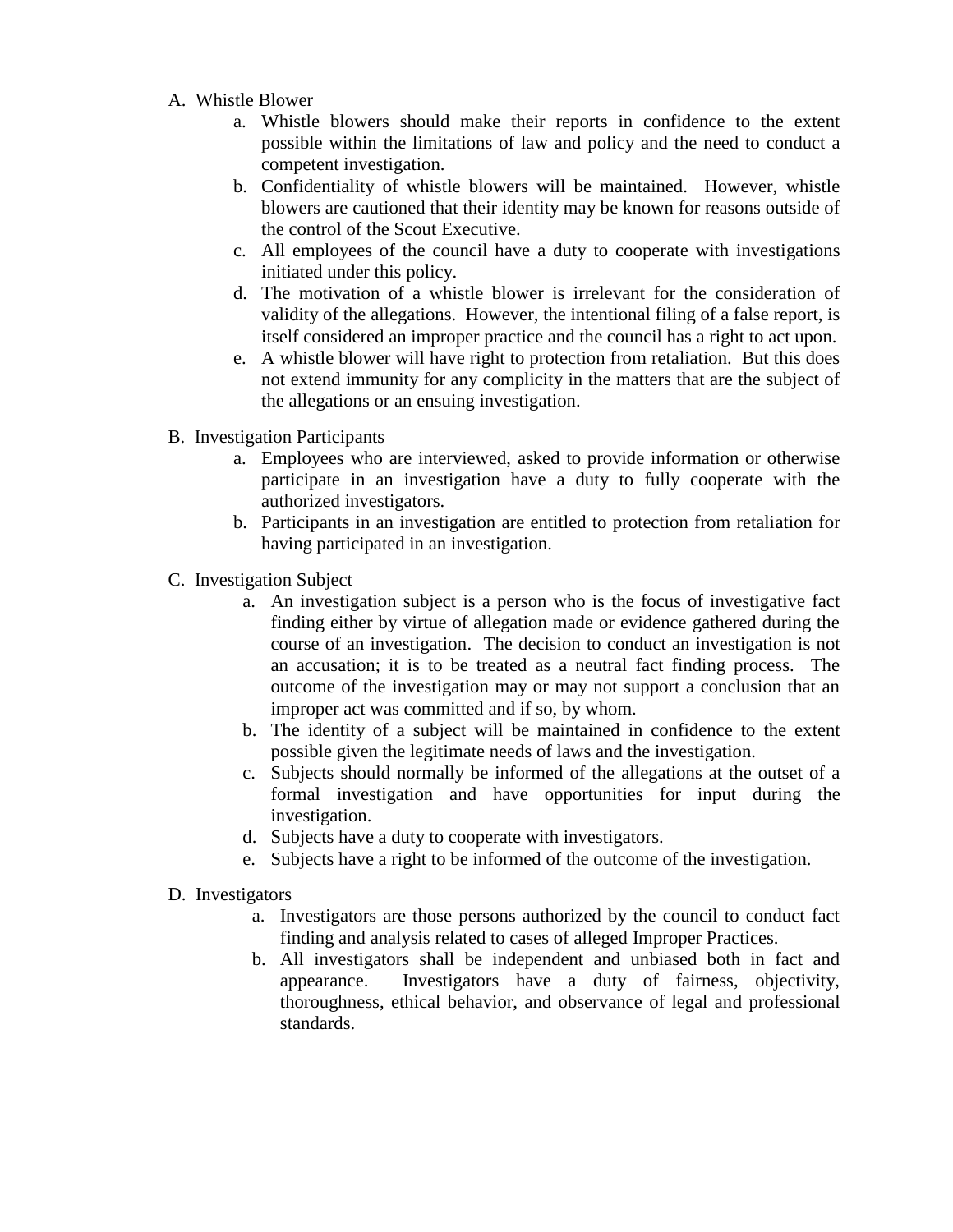A. Whistle Blower
   a. Whistle blowers should make their reports in confidence to the extent possible within the limitations of law and policy and the need to conduct a competent investigation.
   b. Confidentiality of whistle blowers will be maintained. However, whistle blowers are cautioned that their identity may be known for reasons outside of the control of the Scout Executive.
   c. All employees of the council have a duty to cooperate with investigations initiated under this policy.
   d. The motivation of a whistle blower is irrelevant for the consideration of validity of the allegations. However, the intentional filing of a false report, is itself considered an improper practice and the council has a right to act upon.
   e. A whistle blower will have right to protection from retaliation. But this does not extend immunity for any complicity in the matters that are the subject of the allegations or an ensuing investigation.

B. Investigation Participants
   a. Employees who are interviewed, asked to provide information or otherwise participate in an investigation have a duty to fully cooperate with the authorized investigators.
   b. Participants in an investigation are entitled to protection from retaliation for having participated in an investigation.

C. Investigation Subject
   a. An investigation subject is a person who is the focus of investigative fact finding either by virtue of allegation made or evidence gathered during the course of an investigation. The decision to conduct an investigation is not an accusation; it is to be treated as a neutral fact finding process. The outcome of the investigation may or may not support a conclusion that an improper act was committed and if so, by whom.
   b. The identity of a subject will be maintained in confidence to the extent possible given the legitimate needs of laws and the investigation.
   c. Subjects should normally be informed of the allegations at the outset of a formal investigation and have opportunities for input during the investigation.
   d. Subjects have a duty to cooperate with investigators.
   e. Subjects have a right to be informed of the outcome of the investigation.

D. Investigators
   a. Investigators are those persons authorized by the council to conduct fact finding and analysis related to cases of alleged Improper Practices.
   b. All investigators shall be independent and unbiased both in fact and appearance. Investigators have a duty of fairness, objectivity, thoroughness, ethical behavior, and observance of legal and professional standards.